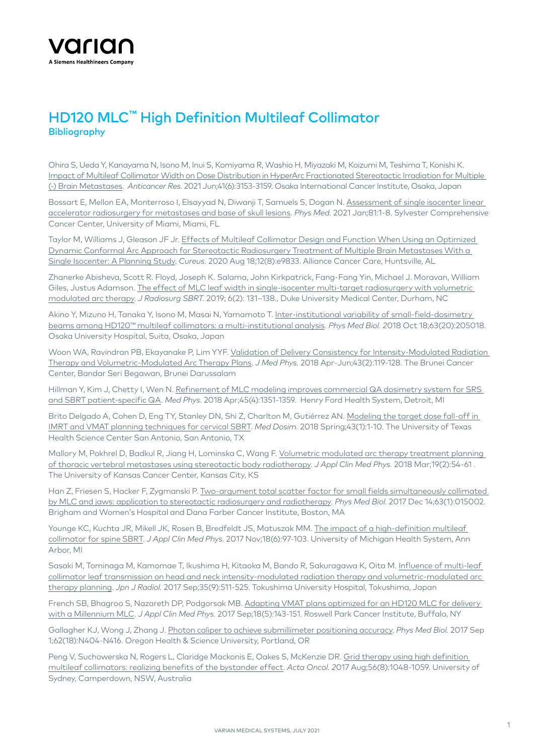varian

A Siemens Healthineers Company

# HD120 MLC™ High Definition Multileaf Collimator

## Bibliography

Ohira S, Ueda Y, Kanayama N, Isono M, Inui S, Komiyama R, Washio H, Miyazaki M, Koizumi M, Teshima T, Konishi K. Impact of Multileaf Collimator Width on Dose Distribution in HyperArc Fractionated Stereotactic Irradiation for Multiple (-) Brain Metastases. *Anticancer Res.* 2021 Jun;41(6):3153-3159. Osaka International Cancer Institute, Osaka, Japan

Bossart E, Mellon EA, Monterroso I, Elsayyad N, Diwanji T, Samuels S, Dogan N. Assessment of single isocenter linear accelerator radiosurgery for metastases and base of skull lesions. *Phys Med.* 2021 Jan;81:1-8. Sylvester Comprehensive Cancer Center, University of Miami, Miami, FL

Taylor M, Williams J, Gleason JF Jr. Effects of Multileaf Collimator Design and Function When Using an Optimized Dynamic Conformal Arc Approach for Stereotactic Radiosurgery Treatment of Multiple Brain Metastases With a Single Isocenter: A Planning Study. *Cureus.* 2020 Aug 18;12(8):e9833. Alliance Cancer Care, Huntsville, AL

Zhanerke Abisheva, Scott R. Floyd, Joseph K. Salama, John Kirkpatrick, Fang-Fang Yin, Michael J. Moravan, William Giles, Justus Adamson. The effect of MLC leaf width in single-isocenter multi-target radiosurgery with volumetric modulated arc therapy. *J Radiosurg SBRT.* 2019; 6(2): 131–138., Duke University Medical Center, Durham, NC

Akino Y, Mizuno H, Tanaka Y, Isono M, Masai N, Yamamoto T. Inter-institutional variability of small-field-dosimetry beams among HD120™ multileaf collimators: a multi-institutional analysis. *Phys Med Biol.* 2018 Oct 18;63(20):205018. Osaka University Hospital, Suita, Osaka, Japan

Woon WA, Ravindran PB, Ekayanake P, Lim YYF. Validation of Delivery Consistency for Intensity-Modulated Radiation Therapy and Volumetric-Modulated Arc Therapy Plans. *J Med Phys.* 2018 Apr-Jun;43(2):119-128. The Brunei Cancer Center, Bandar Seri Begawan, Brunei Darussalam

Hillman Y, Kim J, Chetty I, Wen N. Refinement of MLC modeling improves commercial QA dosimetry system for SRS and SBRT patient-specific QA. *Med Phys.* 2018 Apr;45(4):1351-1359. Henry Ford Health System, Detroit, MI

Brito Delgado A, Cohen D, Eng TY, Stanley DN, Shi Z, Charlton M, Gutiérrez AN. Modeling the target dose fall-off in IMRT and VMAT planning techniques for cervical SBRT. *Med Dosim.* 2018 Spring;43(1):1-10. The University of Texas Health Science Center San Antonio, San Antonio, TX

Mallory M, Pokhrel D, Badkul R, Jiang H, Lominska C, Wang F. Volumetric modulated arc therapy treatment planning of thoracic vertebral metastases using stereotactic body radiotherapy. *J Appl Clin Med Phys.* 2018 Mar;19(2):54-61 . The University of Kansas Cancer Center, Kansas City, KS

Han Z, Friesen S, Hacker F, Zygmanski P. Two-argument total scatter factor for small fields simultaneously collimated by MLC and jaws: application to stereotactic radiosurgery and radiotherapy. *Phys Med Biol.* 2017 Dec 14;63(1):015002. Brigham and Women's Hospital and Dana Farber Cancer Institute, Boston, MA

Younge KC, Kuchta JR, Mikell JK, Rosen B, Bredfeldt JS, Matuszak MM. The impact of a high-definition multileaf collimator for spine SBRT. *J Appl Clin Med Phys.* 2017 Nov;18(6):97-103. University of Michigan Health System, Ann Arbor, MI

Sasaki M, Tominaga M, Kamomae T, Ikushima H, Kitaoka M, Bando R, Sakuragawa K, Oita M. Influence of multi-leaf collimator leaf transmission on head and neck intensity-modulated radiation therapy and volumetric-modulated arc therapy planning. *Jpn J Radiol.* 2017 Sep;35(9):511-525. Tokushima University Hospital, Tokushima, Japan

French SB, Bhagroo S, Nazareth DP, Podgorsak MB. Adapting VMAT plans optimized for an HD120 MLC for delivery with a Millennium MLC. *J Appl Clin Med Phys.* 2017 Sep;18(5):143-151. Roswell Park Cancer Institute, Buffalo, NY

Gallagher KJ, Wong J, Zhang J. Photon caliper to achieve submillimeter positioning accuracy. *Phys Med Biol.* 2017 Sep 1;62(18):N404-N416. Oregon Health & Science University, Portland, OR

Peng V, Suchowerska N, Rogers L, Claridge Mackonis E, Oakes S, McKenzie DR. Grid therapy using high definition multileaf collimators: realizing benefits of the bystander effect. *Acta Oncol.* 2017 Aug;56(8):1048-1059. University of Sydney, Camperdown, NSW, Australia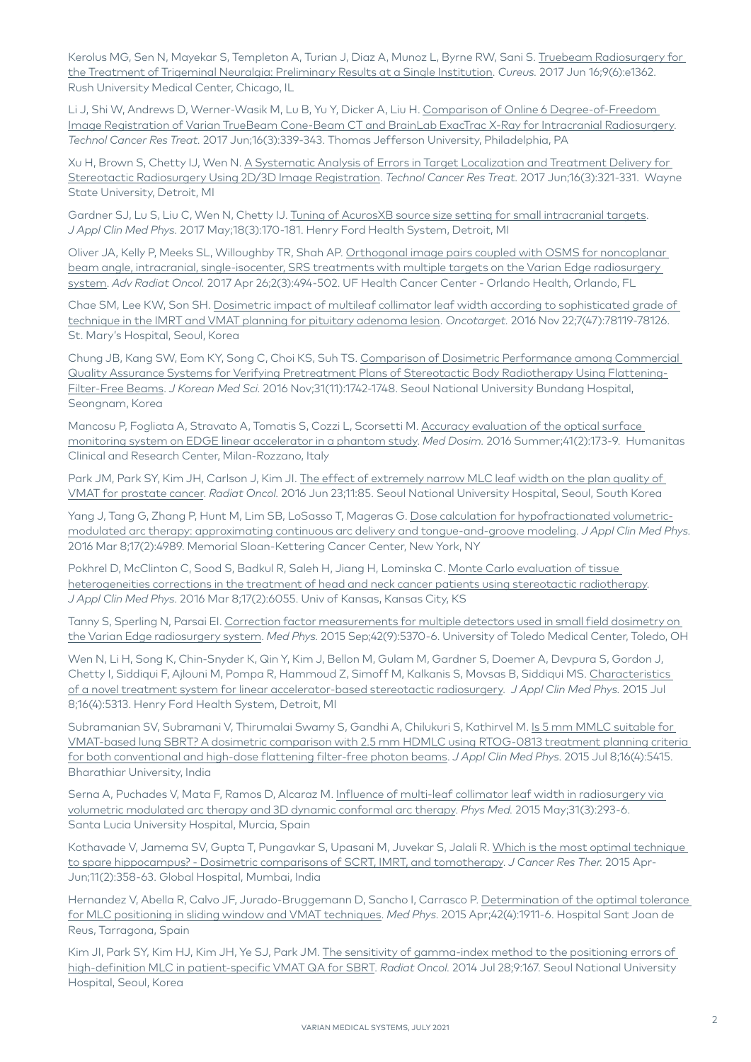Kerolus MG, Sen N, Mayekar S, Templeton A, Turian J, Diaz A, Munoz L, Byrne RW, Sani S. Truebeam Radiosurgery for the Treatment of Trigeminal Neuralgia: Preliminary Results at a Single Institution. *Cureus.* 2017 Jun 16;9(6):e1362. Rush University Medical Center, Chicago, IL

Li J, Shi W, Andrews D, Werner-Wasik M, Lu B, Yu Y, Dicker A, Liu H. Comparison of Online 6 Degree-of-Freedom Image Registration of Varian TrueBeam Cone-Beam CT and BrainLab ExacTrac X-Ray for Intracranial Radiosurgery. *Technol Cancer Res Treat.* 2017 Jun;16(3):339-343. Thomas Jefferson University, Philadelphia, PA

Xu H, Brown S, Chetty IJ, Wen N. A Systematic Analysis of Errors in Target Localization and Treatment Delivery for Stereotactic Radiosurgery Using 2D/3D Image Registration. *Technol Cancer Res Treat.* 2017 Jun;16(3):321-331. Wayne State University, Detroit, MI

Gardner SJ, Lu S, Liu C, Wen N, Chetty IJ. Tuning of AcurosXB source size setting for small intracranial targets. *J Appl Clin Med Phys.* 2017 May;18(3):170-181. Henry Ford Health System, Detroit, MI

Oliver JA, Kelly P, Meeks SL, Willoughby TR, Shah AP. Orthogonal image pairs coupled with OSMS for noncoplanar beam angle, intracranial, single-isocenter, SRS treatments with multiple targets on the Varian Edge radiosurgery system. *Adv Radiat Oncol.* 2017 Apr 26;2(3):494-502. UF Health Cancer Center - Orlando Health, Orlando, FL

Chae SM, Lee KW, Son SH. Dosimetric impact of multileaf collimator leaf width according to sophisticated grade of technique in the IMRT and VMAT planning for pituitary adenoma lesion. *Oncotarget.* 2016 Nov 22;7(47):78119-78126. St. Mary's Hospital, Seoul, Korea

Chung JB, Kang SW, Eom KY, Song C, Choi KS, Suh TS. Comparison of Dosimetric Performance among Commercial Quality Assurance Systems for Verifying Pretreatment Plans of Stereotactic Body Radiotherapy Using Flattening-Filter-Free Beams. *J Korean Med Sci.* 2016 Nov;31(11):1742-1748. Seoul National University Bundang Hospital, Seongnam, Korea

Mancosu P, Fogliata A, Stravato A, Tomatis S, Cozzi L, Scorsetti M. Accuracy evaluation of the optical surface monitoring system on EDGE linear accelerator in a phantom study. *Med Dosim.* 2016 Summer;41(2):173-9. Humanitas Clinical and Research Center, Milan-Rozzano, Italy

Park JM, Park SY, Kim JH, Carlson J, Kim JI. The effect of extremely narrow MLC leaf width on the plan quality of VMAT for prostate cancer. *Radiat Oncol.* 2016 Jun 23;11:85. Seoul National University Hospital, Seoul, South Korea

Yang J, Tang G, Zhang P, Hunt M, Lim SB, LoSasso T, Mageras G. Dose calculation for hypofractionated volumetric-modulated arc therapy: approximating continuous arc delivery and tongue-and-groove modeling. *J Appl Clin Med Phys.* 2016 Mar 8;17(2):4989. Memorial Sloan-Kettering Cancer Center, New York, NY

Pokhrel D, McClinton C, Sood S, Badkul R, Saleh H, Jiang H, Lominska C. Monte Carlo evaluation of tissue heterogeneities corrections in the treatment of head and neck cancer patients using stereotactic radiotherapy. *J Appl Clin Med Phys.* 2016 Mar 8;17(2):6055. Univ of Kansas, Kansas City, KS

Tanny S, Sperling N, Parsai EI. Correction factor measurements for multiple detectors used in small field dosimetry on the Varian Edge radiosurgery system. *Med Phys.* 2015 Sep;42(9):5370-6. University of Toledo Medical Center, Toledo, OH

Wen N, Li H, Song K, Chin-Snyder K, Qin Y, Kim J, Bellon M, Gulam M, Gardner S, Doemer A, Devpura S, Gordon J, Chetty I, Siddiqui F, Ajlouni M, Pompa R, Hammoud Z, Simoff M, Kalkanis S, Movsas B, Siddiqui MS. Characteristics of a novel treatment system for linear accelerator-based stereotactic radiosurgery. *J Appl Clin Med Phys.* 2015 Jul 8;16(4):5313. Henry Ford Health System, Detroit, MI

Subramanian SV, Subramani V, Thirumalai Swamy S, Gandhi A, Chilukuri S, Kathirvel M. Is 5 mm MMLC suitable for VMAT-based lung SBRT? A dosimetric comparison with 2.5 mm HDMLC using RTOG-0813 treatment planning criteria for both conventional and high-dose flattening filter-free photon beams. *J Appl Clin Med Phys.* 2015 Jul 8;16(4):5415. Bharathiar University, India

Serna A, Puchades V, Mata F, Ramos D, Alcaraz M. Influence of multi-leaf collimator leaf width in radiosurgery via volumetric modulated arc therapy and 3D dynamic conformal arc therapy. *Phys Med.* 2015 May;31(3):293-6. Santa Lucia University Hospital, Murcia, Spain

Kothavade V, Jamema SV, Gupta T, Pungavkar S, Upasani M, Juvekar S, Jalali R. Which is the most optimal technique to spare hippocampus? - Dosimetric comparisons of SCRT, IMRT, and tomotherapy. *J Cancer Res Ther.* 2015 Apr-Jun;11(2):358-63. Global Hospital, Mumbai, India

Hernandez V, Abella R, Calvo JF, Jurado-Bruggemann D, Sancho I, Carrasco P. Determination of the optimal tolerance for MLC positioning in sliding window and VMAT techniques. *Med Phys.* 2015 Apr;42(4):1911-6. Hospital Sant Joan de Reus, Tarragona, Spain

Kim JI, Park SY, Kim HJ, Kim JH, Ye SJ, Park JM. The sensitivity of gamma-index method to the positioning errors of high-definition MLC in patient-specific VMAT QA for SBRT. *Radiat Oncol.* 2014 Jul 28;9:167. Seoul National University Hospital, Seoul, Korea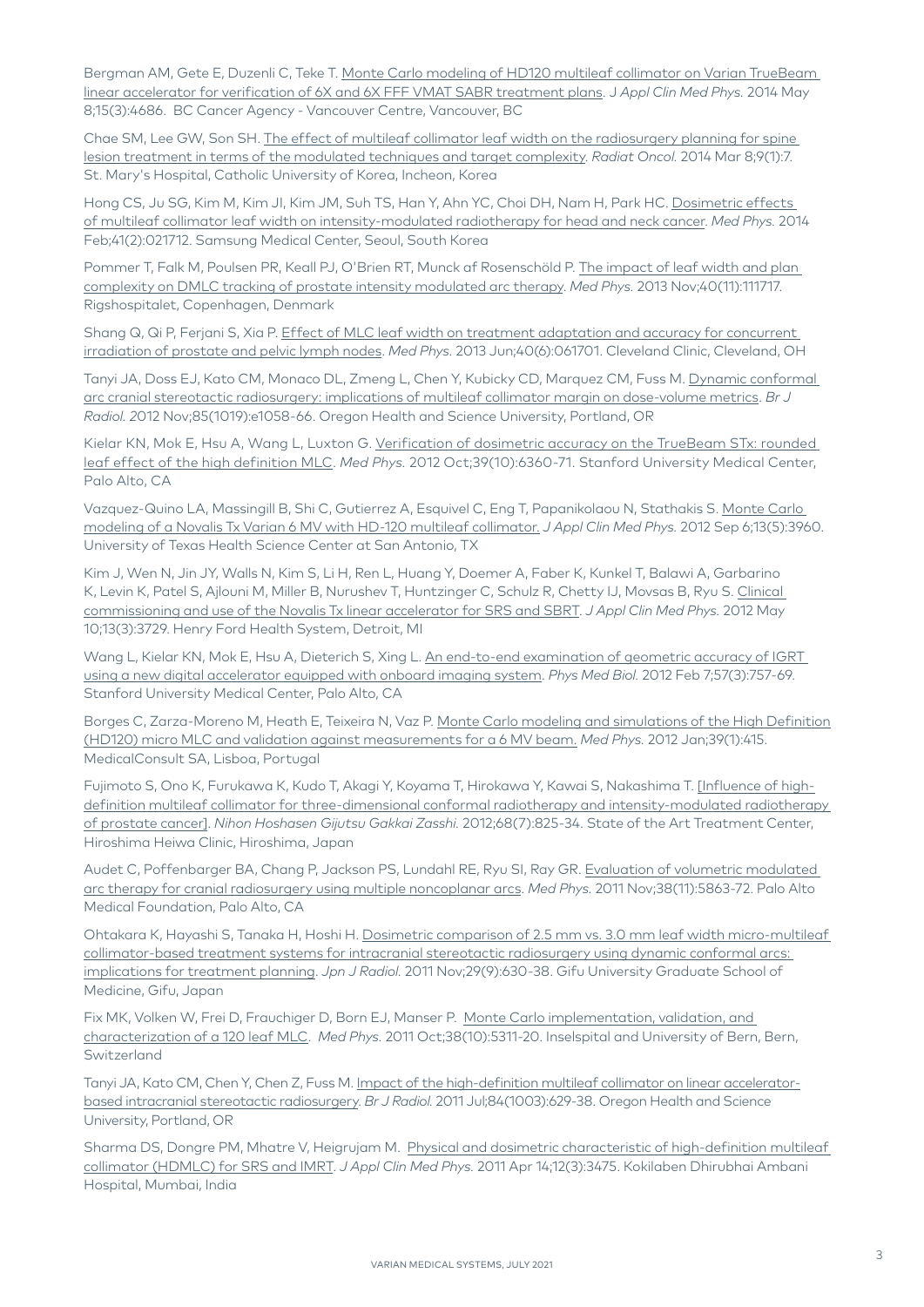Bergman AM, Gete E, Duzenli C, Teke T. Monte Carlo modeling of HD120 multileaf collimator on Varian TrueBeam linear accelerator for verification of 6X and 6X FFF VMAT SABR treatment plans. *J Appl Clin Med Phys.* 2014 May 8;15(3):4686. BC Cancer Agency - Vancouver Centre, Vancouver, BC

Chae SM, Lee GW, Son SH. The effect of multileaf collimator leaf width on the radiosurgery planning for spine lesion treatment in terms of the modulated techniques and target complexity. *Radiat Oncol.* 2014 Mar 8;9(1):7. St. Mary's Hospital, Catholic University of Korea, Incheon, Korea

Hong CS, Ju SG, Kim M, Kim JI, Kim JM, Suh TS, Han Y, Ahn YC, Choi DH, Nam H, Park HC. Dosimetric effects of multileaf collimator leaf width on intensity-modulated radiotherapy for head and neck cancer. *Med Phys.* 2014 Feb;41(2):021712. Samsung Medical Center, Seoul, South Korea

Pommer T, Falk M, Poulsen PR, Keall PJ, O'Brien RT, Munck af Rosenschöld P. The impact of leaf width and plan complexity on DMLC tracking of prostate intensity modulated arc therapy. *Med Phys.* 2013 Nov;40(11):111717. Rigshospitalet, Copenhagen, Denmark

Shang Q, Qi P, Ferjani S, Xia P. Effect of MLC leaf width on treatment adaptation and accuracy for concurrent irradiation of prostate and pelvic lymph nodes. *Med Phys.* 2013 Jun;40(6):061701. Cleveland Clinic, Cleveland, OH

Tanyi JA, Doss EJ, Kato CM, Monaco DL, Zmeng L, Chen Y, Kubicky CD, Marquez CM, Fuss M. Dynamic conformal arc cranial stereotactic radiosurgery: implications of multileaf collimator margin on dose-volume metrics. *Br J Radiol.* 2012 Nov;85(1019):e1058-66. Oregon Health and Science University, Portland, OR

Kielar KN, Mok E, Hsu A, Wang L, Luxton G. Verification of dosimetric accuracy on the TrueBeam STx: rounded leaf effect of the high definition MLC. *Med Phys.* 2012 Oct;39(10):6360-71. Stanford University Medical Center, Palo Alto, CA

Vazquez-Quino LA, Massingill B, Shi C, Gutierrez A, Esquivel C, Eng T, Papanikolaou N, Stathakis S. Monte Carlo modeling of a Novalis Tx Varian 6 MV with HD-120 multileaf collimator. *J Appl Clin Med Phys.* 2012 Sep 6;13(5):3960. University of Texas Health Science Center at San Antonio, TX

Kim J, Wen N, Jin JY, Walls N, Kim S, Li H, Ren L, Huang Y, Doemer A, Faber K, Kunkel T, Balawi A, Garbarino K, Levin K, Patel S, Ajlouni M, Miller B, Nurushev T, Huntzinger C, Schulz R, Chetty IJ, Movsas B, Ryu S. Clinical commissioning and use of the Novalis Tx linear accelerator for SRS and SBRT. *J Appl Clin Med Phys.* 2012 May 10;13(3):3729. Henry Ford Health System, Detroit, MI

Wang L, Kielar KN, Mok E, Hsu A, Dieterich S, Xing L. An end-to-end examination of geometric accuracy of IGRT using a new digital accelerator equipped with onboard imaging system. *Phys Med Biol.* 2012 Feb 7;57(3):757-69. Stanford University Medical Center, Palo Alto, CA

Borges C, Zarza-Moreno M, Heath E, Teixeira N, Vaz P. Monte Carlo modeling and simulations of the High Definition (HD120) micro MLC and validation against measurements for a 6 MV beam. *Med Phys.* 2012 Jan;39(1):415. MedicalConsult SA, Lisboa, Portugal

Fujimoto S, Ono K, Furukawa K, Kudo T, Akagi Y, Koyama T, Hirokawa Y, Kawai S, Nakashima T. [Influence of high-definition multileaf collimator for three-dimensional conformal radiotherapy and intensity-modulated radiotherapy of prostate cancer]. *Nihon Hoshasen Gijutsu Gakkai Zasshi.* 2012;68(7):825-34. State of the Art Treatment Center, Hiroshima Heiwa Clinic, Hiroshima, Japan

Audet C, Poffenbarger BA, Chang P, Jackson PS, Lundahl RE, Ryu SI, Ray GR. Evaluation of volumetric modulated arc therapy for cranial radiosurgery using multiple noncoplanar arcs. *Med Phys.* 2011 Nov;38(11):5863-72. Palo Alto Medical Foundation, Palo Alto, CA

Ohtakara K, Hayashi S, Tanaka H, Hoshi H. Dosimetric comparison of 2.5 mm vs. 3.0 mm leaf width micro-multileaf collimator-based treatment systems for intracranial stereotactic radiosurgery using dynamic conformal arcs: implications for treatment planning. *Jpn J Radiol.* 2011 Nov;29(9):630-38. Gifu University Graduate School of Medicine, Gifu, Japan

Fix MK, Volken W, Frei D, Frauchiger D, Born EJ, Manser P. Monte Carlo implementation, validation, and characterization of a 120 leaf MLC. *Med Phys.* 2011 Oct;38(10):5311-20. Inselspital and University of Bern, Bern, Switzerland

Tanyi JA, Kato CM, Chen Y, Chen Z, Fuss M. Impact of the high-definition multileaf collimator on linear accelerator-based intracranial stereotactic radiosurgery. *Br J Radiol.* 2011 Jul;84(1003):629-38. Oregon Health and Science University, Portland, OR

Sharma DS, Dongre PM, Mhatre V, Heigrujam M. Physical and dosimetric characteristic of high-definition multileaf collimator (HDMLC) for SRS and IMRT. *J Appl Clin Med Phys.* 2011 Apr 14;12(3):3475. Kokilaben Dhirubhai Ambani Hospital, Mumbai, India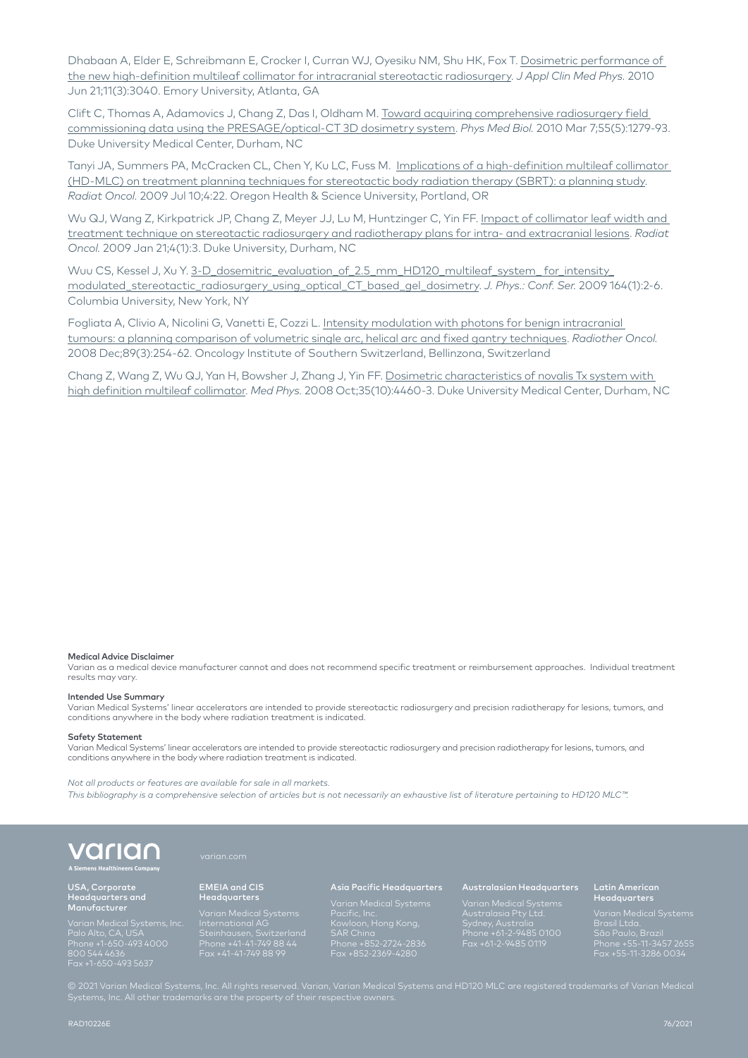Dhabaan A, Elder E, Schreibmann E, Crocker I, Curran WJ, Oyesiku NM, Shu HK, Fox T. Dosimetric performance of the new high-definition multileaf collimator for intracranial stereotactic radiosurgery. *J Appl Clin Med Phys.* 2010 Jun 21;11(3):3040. Emory University, Atlanta, GA

Clift C, Thomas A, Adamovics J, Chang Z, Das I, Oldham M. Toward acquiring comprehensive radiosurgery field commissioning data using the PRESAGE/optical-CT 3D dosimetry system. *Phys Med Biol.* 2010 Mar 7;55(5):1279-93. Duke University Medical Center, Durham, NC

Tanyi JA, Summers PA, McCracken CL, Chen Y, Ku LC, Fuss M. Implications of a high-definition multileaf collimator (HD-MLC) on treatment planning techniques for stereotactic body radiation therapy (SBRT): a planning study. *Radiat Oncol.* 2009 Jul 10;4:22. Oregon Health & Science University, Portland, OR

Wu QJ, Wang Z, Kirkpatrick JP, Chang Z, Meyer JJ, Lu M, Huntzinger C, Yin FF. Impact of collimator leaf width and treatment technique on stereotactic radiosurgery and radiotherapy plans for intra- and extracranial lesions. *Radiat Oncol.* 2009 Jan 21;4(1):3. Duke University, Durham, NC

Wuu CS, Kessel J, Xu Y. 3-D_dosemitric_evaluation_of_2.5_mm_HD120_multileaf_system_ for_intensity_modulated_stereotactic_radiosurgery_using_optical_CT_based_gel_dosimetry. *J. Phys.: Conf. Ser.* 2009 164(1):2-6. Columbia University, New York, NY

Fogliata A, Clivio A, Nicolini G, Vanetti E, Cozzi L. Intensity modulation with photons for benign intracranial tumours: a planning comparison of volumetric single arc, helical arc and fixed gantry techniques. *Radiother Oncol.* 2008 Dec;89(3):254-62. Oncology Institute of Southern Switzerland, Bellinzona, Switzerland

Chang Z, Wang Z, Wu QJ, Yan H, Bowsher J, Zhang J, Yin FF. Dosimetric characteristics of novalis Tx system with high definition multileaf collimator. *Med Phys.* 2008 Oct;35(10):4460-3. Duke University Medical Center, Durham, NC

**Medical Advice Disclaimer**
Varian as a medical device manufacturer cannot and does not recommend specific treatment or reimbursement approaches. Individual treatment results may vary.

**Intended Use Summary**
Varian Medical Systems' linear accelerators are intended to provide stereotactic radiosurgery and precision radiotherapy for lesions, tumors, and conditions anywhere in the body where radiation treatment is indicated.

**Safety Statement**
Varian Medical Systems' linear accelerators are intended to provide stereotactic radiosurgery and precision radiotherapy for lesions, tumors, and conditions anywhere in the body where radiation treatment is indicated.

*Not all products or features are available for sale in all markets.*
*This bibliography is a comprehensive selection of articles but is not necessarily an exhaustive list of literature pertaining to HD120 MLC™.*

varian
A Siemens Healthineers Company

varian.com

**USA, Corporate Headquarters and Manufacturer**
Varian Medical Systems, Inc.
Palo Alto, CA, USA
Phone +1-650-493 4000
800 544 4636
Fax +1-650-493 5637

**EMEIA and CIS Headquarters**
Varian Medical Systems International AG
Steinhausen, Switzerland
Phone +41-41-749 88 44
Fax +41-41-749 88 99

**Asia Pacific Headquarters**
Varian Medical Systems Pacific, Inc.
Kowloon, Hong Kong, SAR China
Phone +852-2724-2836
Fax +852-2369-4280

**Australasian Headquarters**
Varian Medical Systems Australasia Pty Ltd.
Sydney, Australia
Phone +61-2-9485 0100
Fax +61-2-9485 0119

**Latin American Headquarters**
Varian Medical Systems Brasil Ltda.
São Paulo, Brazil
Phone +55-11-3457 2655
Fax +55-11-3286 0034

© 2021 Varian Medical Systems, Inc. All rights reserved. Varian, Varian Medical Systems and HD120 MLC are registered trademarks of Varian Medical Systems, Inc. All other trademarks are the property of their respective owners.

RAD10226E 76/2021